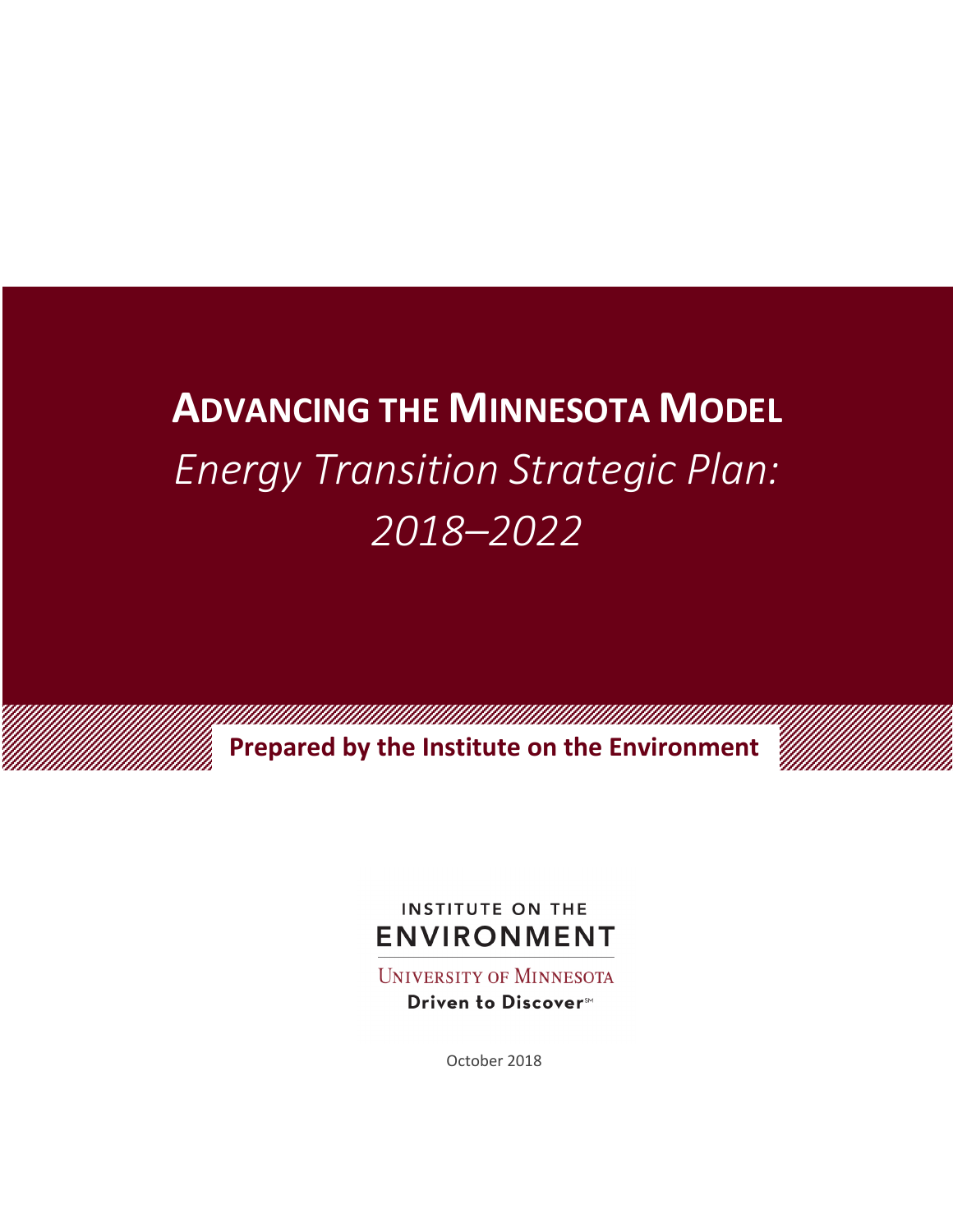# ADVANCING THE MINNESOTA MODEL

## *Energy Transition Strategic Plan: 2018–2022*

**Prepared by the Institute on the Environment**

INSTITUTE ON THE ENVIRONMENT

UNIVERSITY OF MINNESOTA

**Driven to Discover**℠

October 2018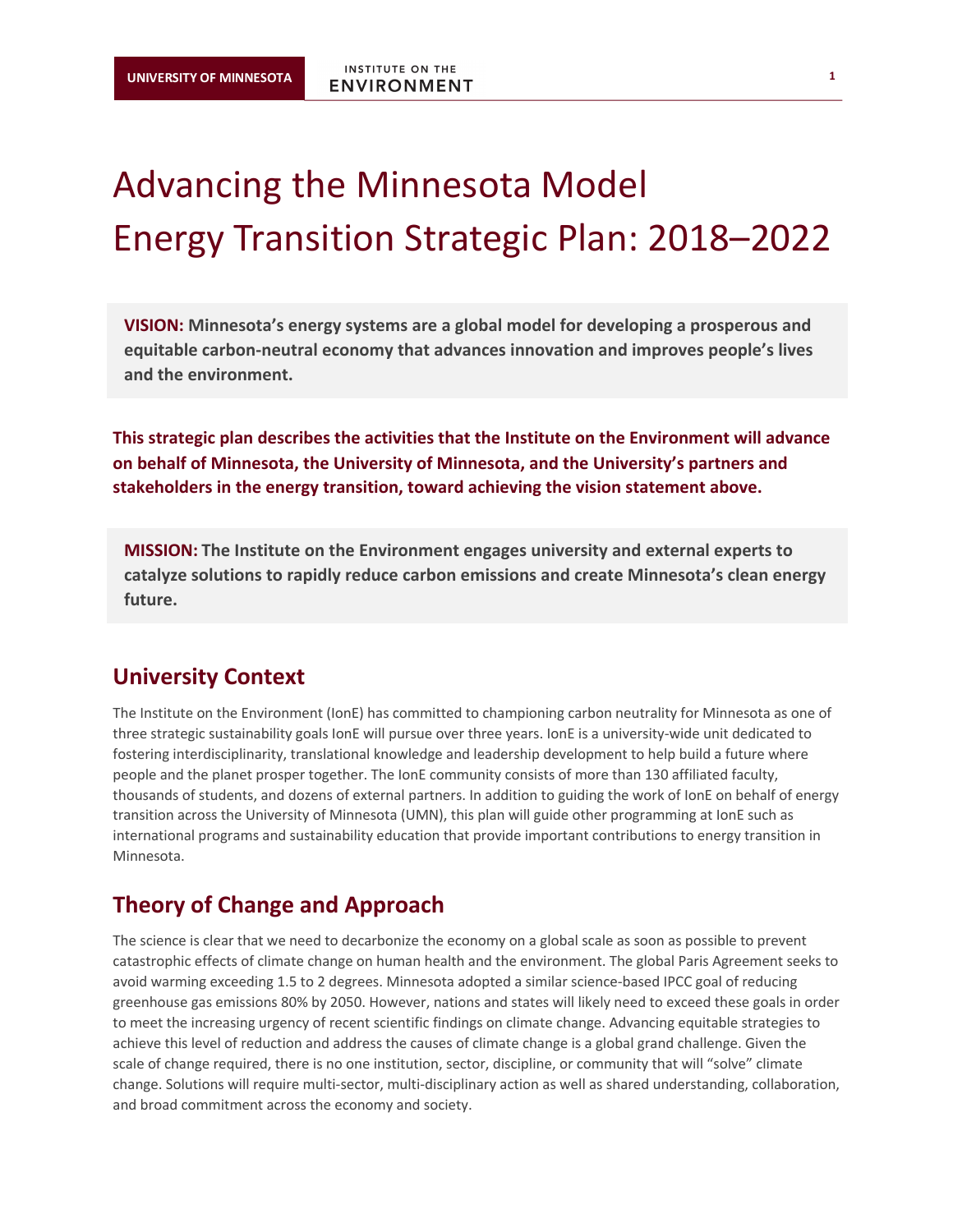# Advancing the Minnesota Model Energy Transition Strategic Plan: 2018–2022

**VISION: Minnesota's energy systems are a global model for developing a prosperous and equitable carbon-neutral economy that advances innovation and improves people's lives and the environment.**

**This strategic plan describes the activities that the Institute on the Environment will advance on behalf of Minnesota, the University of Minnesota, and the University's partners and stakeholders in the energy transition, toward achieving the vision statement above.**

**MISSION: The Institute on the Environment engages university and external experts to catalyze solutions to rapidly reduce carbon emissions and create Minnesota's clean energy future.**

## University Context

The Institute on the Environment (IonE) has committed to championing carbon neutrality for Minnesota as one of three strategic sustainability goals IonE will pursue over three years. IonE is a university-wide unit dedicated to fostering interdisciplinarity, translational knowledge and leadership development to help build a future where people and the planet prosper together. The IonE community consists of more than 130 affiliated faculty, thousands of students, and dozens of external partners. In addition to guiding the work of IonE on behalf of energy transition across the University of Minnesota (UMN), this plan will guide other programming at IonE such as international programs and sustainability education that provide important contributions to energy transition in Minnesota.

## Theory of Change and Approach

The science is clear that we need to decarbonize the economy on a global scale as soon as possible to prevent catastrophic effects of climate change on human health and the environment. The global Paris Agreement seeks to avoid warming exceeding 1.5 to 2 degrees. Minnesota adopted a similar science-based IPCC goal of reducing greenhouse gas emissions 80% by 2050. However, nations and states will likely need to exceed these goals in order to meet the increasing urgency of recent scientific findings on climate change. Advancing equitable strategies to achieve this level of reduction and address the causes of climate change is a global grand challenge. Given the scale of change required, there is no one institution, sector, discipline, or community that will "solve" climate change. Solutions will require multi-sector, multi-disciplinary action as well as shared understanding, collaboration, and broad commitment across the economy and society.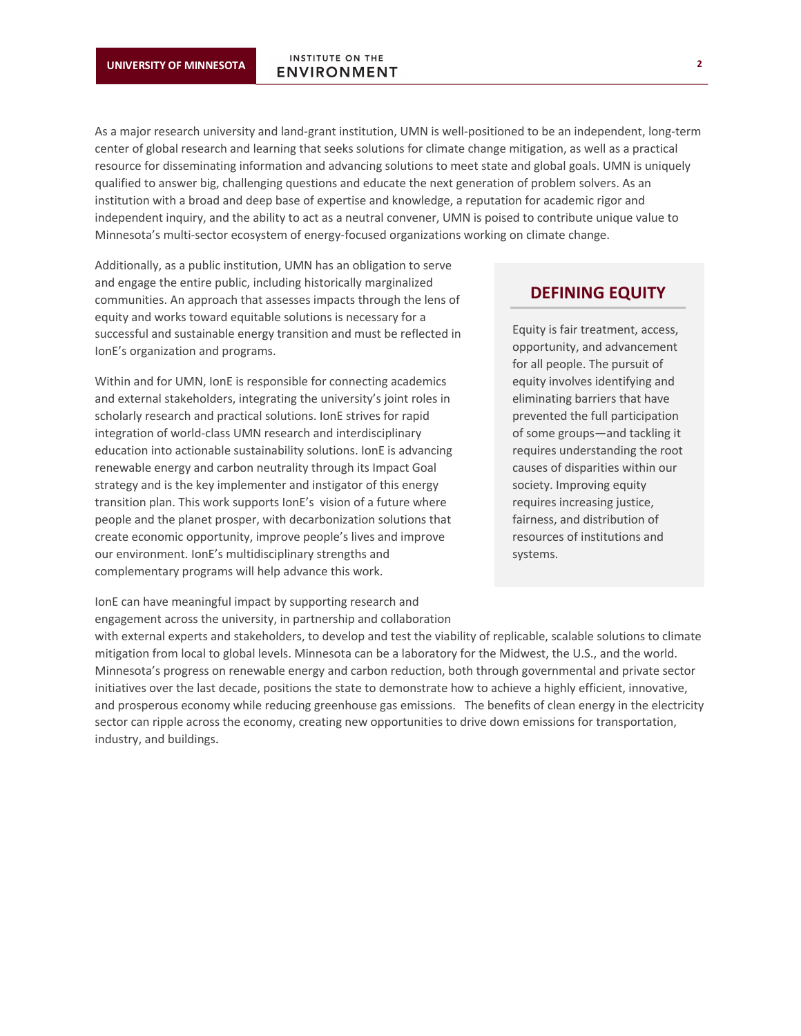As a major research university and land-grant institution, UMN is well-positioned to be an independent, long-term center of global research and learning that seeks solutions for climate change mitigation, as well as a practical resource for disseminating information and advancing solutions to meet state and global goals. UMN is uniquely qualified to answer big, challenging questions and educate the next generation of problem solvers. As an institution with a broad and deep base of expertise and knowledge, a reputation for academic rigor and independent inquiry, and the ability to act as a neutral convener, UMN is poised to contribute unique value to Minnesota's multi-sector ecosystem of energy-focused organizations working on climate change.

Additionally, as a public institution, UMN has an obligation to serve and engage the entire public, including historically marginalized communities. An approach that assesses impacts through the lens of equity and works toward equitable solutions is necessary for a successful and sustainable energy transition and must be reflected in IonE's organization and programs.

Within and for UMN, IonE is responsible for connecting academics and external stakeholders, integrating the university's joint roles in scholarly research and practical solutions. IonE strives for rapid integration of world-class UMN research and interdisciplinary education into actionable sustainability solutions. IonE is advancing renewable energy and carbon neutrality through its Impact Goal strategy and is the key implementer and instigator of this energy transition plan. This work supports IonE's vision of a future where people and the planet prosper, with decarbonization solutions that create economic opportunity, improve people's lives and improve our environment. IonE's multidisciplinary strengths and complementary programs will help advance this work.

## DEFINING EQUITY

Equity is fair treatment, access, opportunity, and advancement for all people. The pursuit of equity involves identifying and eliminating barriers that have prevented the full participation of some groups—and tackling it requires understanding the root causes of disparities within our society. Improving equity requires increasing justice, fairness, and distribution of resources of institutions and systems.

IonE can have meaningful impact by supporting research and engagement across the university, in partnership and collaboration with external experts and stakeholders, to develop and test the viability of replicable, scalable solutions to climate mitigation from local to global levels. Minnesota can be a laboratory for the Midwest, the U.S., and the world. Minnesota's progress on renewable energy and carbon reduction, both through governmental and private sector initiatives over the last decade, positions the state to demonstrate how to achieve a highly efficient, innovative, and prosperous economy while reducing greenhouse gas emissions. The benefits of clean energy in the electricity sector can ripple across the economy, creating new opportunities to drive down emissions for transportation, industry, and buildings.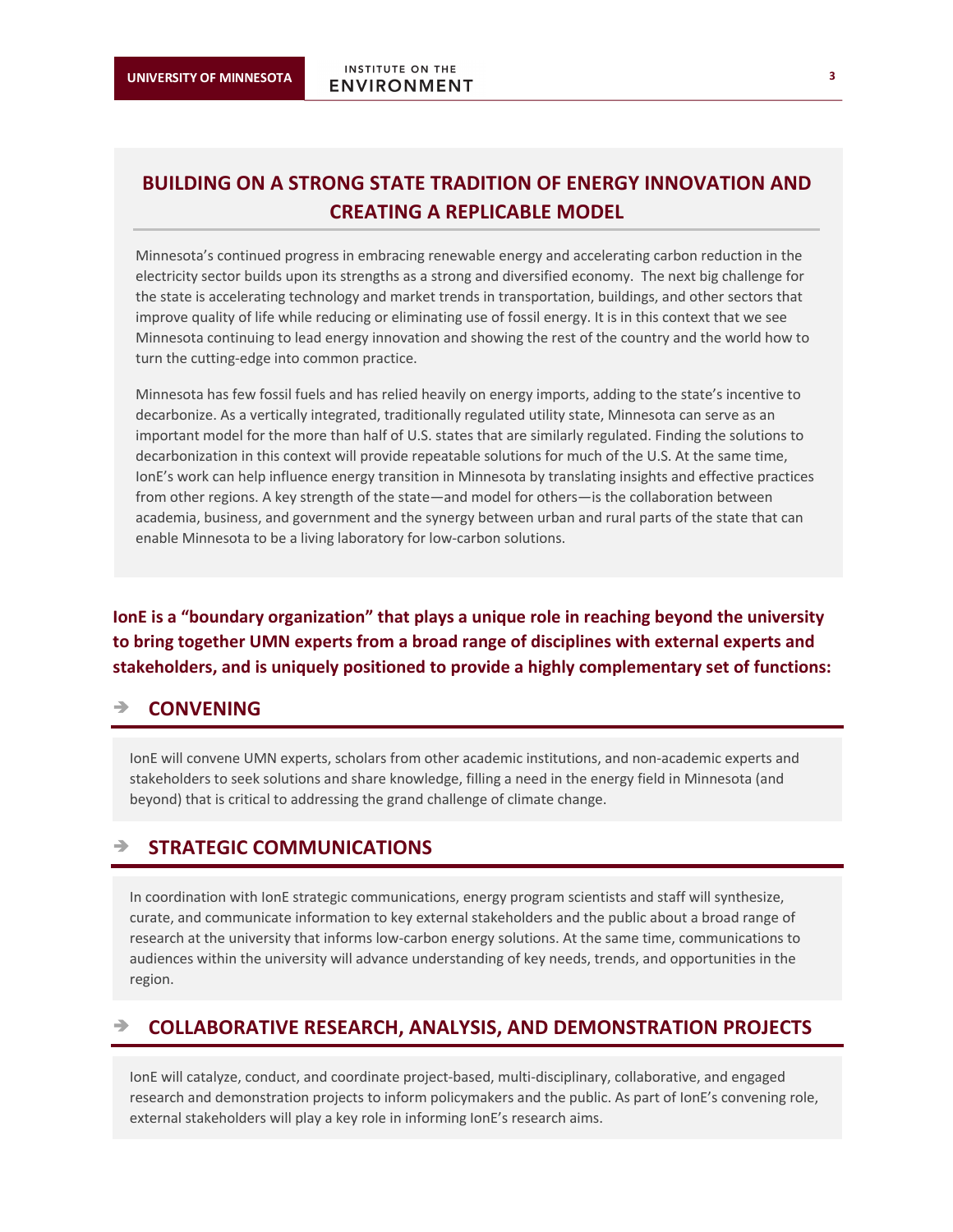## BUILDING ON A STRONG STATE TRADITION OF ENERGY INNOVATION AND CREATING A REPLICABLE MODEL

Minnesota's continued progress in embracing renewable energy and accelerating carbon reduction in the electricity sector builds upon its strengths as a strong and diversified economy. The next big challenge for the state is accelerating technology and market trends in transportation, buildings, and other sectors that improve quality of life while reducing or eliminating use of fossil energy. It is in this context that we see Minnesota continuing to lead energy innovation and showing the rest of the country and the world how to turn the cutting-edge into common practice.

Minnesota has few fossil fuels and has relied heavily on energy imports, adding to the state's incentive to decarbonize. As a vertically integrated, traditionally regulated utility state, Minnesota can serve as an important model for the more than half of U.S. states that are similarly regulated. Finding the solutions to decarbonization in this context will provide repeatable solutions for much of the U.S. At the same time, IonE's work can help influence energy transition in Minnesota by translating insights and effective practices from other regions. A key strength of the state—and model for others—is the collaboration between academia, business, and government and the synergy between urban and rural parts of the state that can enable Minnesota to be a living laboratory for low-carbon solutions.

**IonE is a "boundary organization" that plays a unique role in reaching beyond the university to bring together UMN experts from a broad range of disciplines with external experts and stakeholders, and is uniquely positioned to provide a highly complementary set of functions:**

### ➔ CONVENING

IonE will convene UMN experts, scholars from other academic institutions, and non-academic experts and stakeholders to seek solutions and share knowledge, filling a need in the energy field in Minnesota (and beyond) that is critical to addressing the grand challenge of climate change.

### ➔ STRATEGIC COMMUNICATIONS

In coordination with IonE strategic communications, energy program scientists and staff will synthesize, curate, and communicate information to key external stakeholders and the public about a broad range of research at the university that informs low-carbon energy solutions. At the same time, communications to audiences within the university will advance understanding of key needs, trends, and opportunities in the region.

### ➔ COLLABORATIVE RESEARCH, ANALYSIS, AND DEMONSTRATION PROJECTS

IonE will catalyze, conduct, and coordinate project-based, multi-disciplinary, collaborative, and engaged research and demonstration projects to inform policymakers and the public. As part of IonE's convening role, external stakeholders will play a key role in informing IonE's research aims.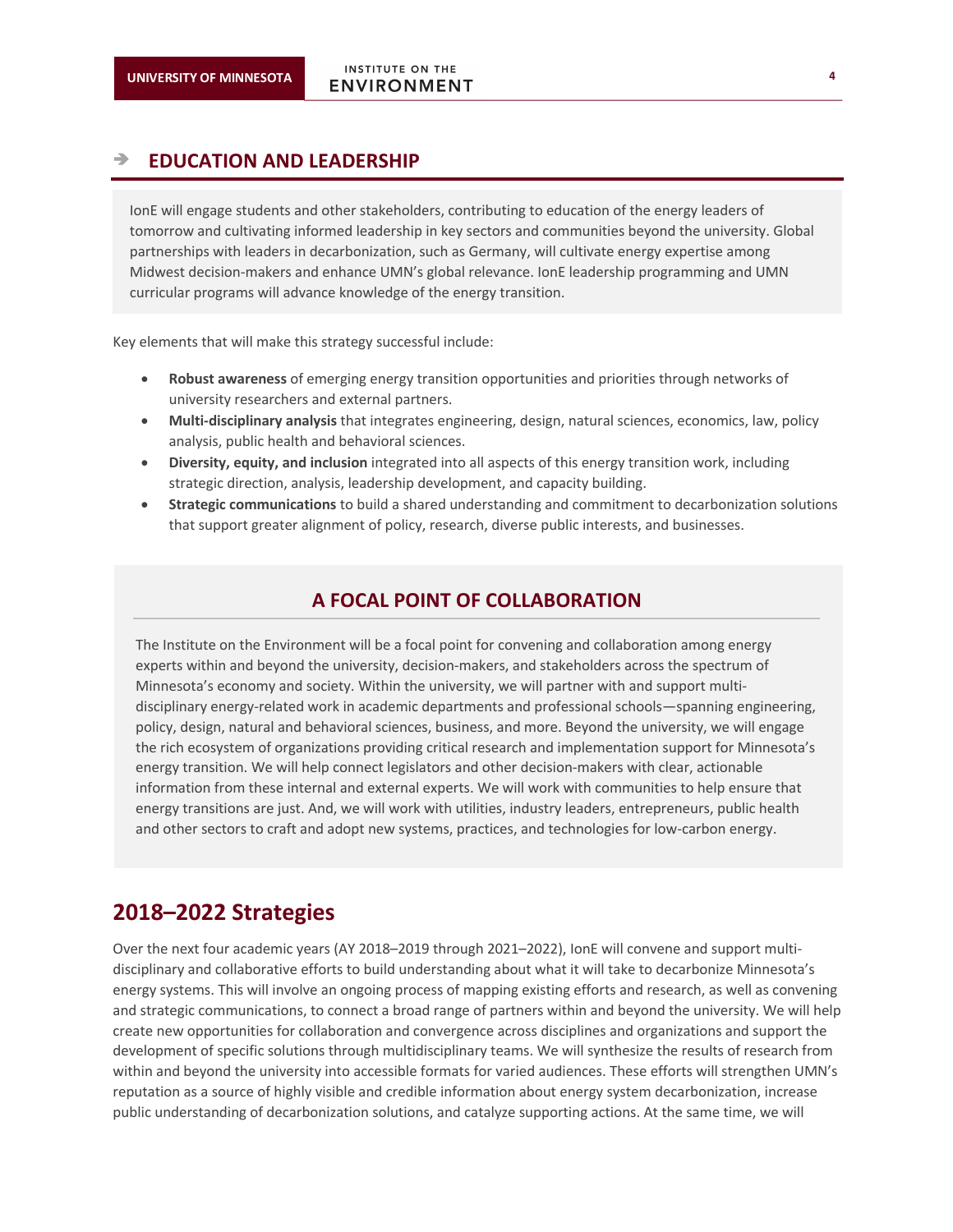## ➔ EDUCATION AND LEADERSHIP

IonE will engage students and other stakeholders, contributing to education of the energy leaders of tomorrow and cultivating informed leadership in key sectors and communities beyond the university. Global partnerships with leaders in decarbonization, such as Germany, will cultivate energy expertise among Midwest decision-makers and enhance UMN's global relevance. IonE leadership programming and UMN curricular programs will advance knowledge of the energy transition.

Key elements that will make this strategy successful include:

- **Robust awareness** of emerging energy transition opportunities and priorities through networks of university researchers and external partners.
- **Multi-disciplinary analysis** that integrates engineering, design, natural sciences, economics, law, policy analysis, public health and behavioral sciences.
- **Diversity, equity, and inclusion** integrated into all aspects of this energy transition work, including strategic direction, analysis, leadership development, and capacity building.
- **Strategic communications** to build a shared understanding and commitment to decarbonization solutions that support greater alignment of policy, research, diverse public interests, and businesses.

### A FOCAL POINT OF COLLABORATION

The Institute on the Environment will be a focal point for convening and collaboration among energy experts within and beyond the university, decision-makers, and stakeholders across the spectrum of Minnesota's economy and society. Within the university, we will partner with and support multi-disciplinary energy-related work in academic departments and professional schools—spanning engineering, policy, design, natural and behavioral sciences, business, and more. Beyond the university, we will engage the rich ecosystem of organizations providing critical research and implementation support for Minnesota's energy transition. We will help connect legislators and other decision-makers with clear, actionable information from these internal and external experts. We will work with communities to help ensure that energy transitions are just. And, we will work with utilities, industry leaders, entrepreneurs, public health and other sectors to craft and adopt new systems, practices, and technologies for low-carbon energy.

## 2018–2022 Strategies

Over the next four academic years (AY 2018–2019 through 2021–2022), IonE will convene and support multi-disciplinary and collaborative efforts to build understanding about what it will take to decarbonize Minnesota's energy systems. This will involve an ongoing process of mapping existing efforts and research, as well as convening and strategic communications, to connect a broad range of partners within and beyond the university. We will help create new opportunities for collaboration and convergence across disciplines and organizations and support the development of specific solutions through multidisciplinary teams. We will synthesize the results of research from within and beyond the university into accessible formats for varied audiences. These efforts will strengthen UMN's reputation as a source of highly visible and credible information about energy system decarbonization, increase public understanding of decarbonization solutions, and catalyze supporting actions. At the same time, we will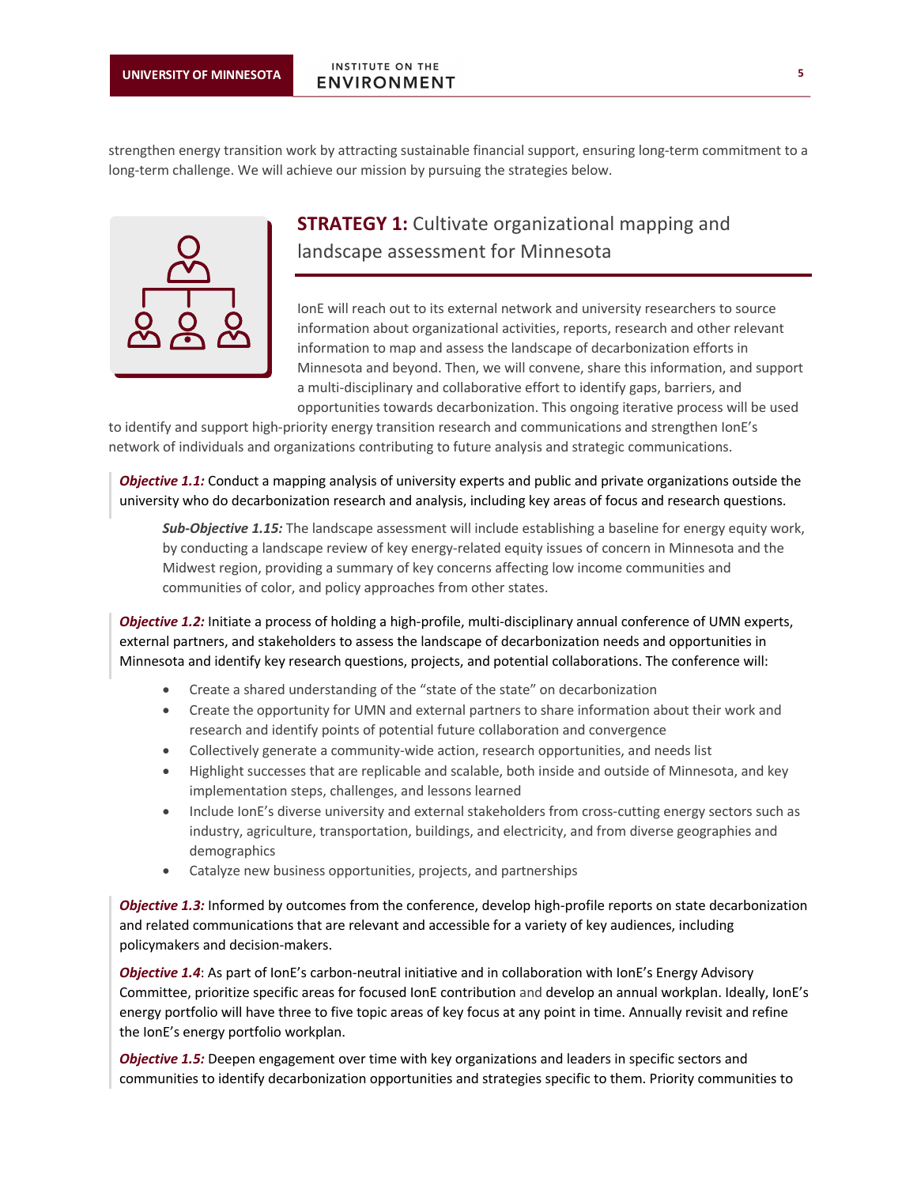strengthen energy transition work by attracting sustainable financial support, ensuring long-term commitment to a long-term challenge. We will achieve our mission by pursuing the strategies below.

## **STRATEGY 1:** Cultivate organizational mapping and landscape assessment for Minnesota

IonE will reach out to its external network and university researchers to source information about organizational activities, reports, research and other relevant information to map and assess the landscape of decarbonization efforts in Minnesota and beyond. Then, we will convene, share this information, and support a multi-disciplinary and collaborative effort to identify gaps, barriers, and opportunities towards decarbonization. This ongoing iterative process will be used to identify and support high-priority energy transition research and communications and strengthen IonE's network of individuals and organizations contributing to future analysis and strategic communications.

***Objective 1.1:*** Conduct a mapping analysis of university experts and public and private organizations outside the university who do decarbonization research and analysis, including key areas of focus and research questions.

> ***Sub-Objective 1.15:*** The landscape assessment will include establishing a baseline for energy equity work, by conducting a landscape review of key energy-related equity issues of concern in Minnesota and the Midwest region, providing a summary of key concerns affecting low income communities and communities of color, and policy approaches from other states.

***Objective 1.2:*** Initiate a process of holding a high-profile, multi-disciplinary annual conference of UMN experts, external partners, and stakeholders to assess the landscape of decarbonization needs and opportunities in Minnesota and identify key research questions, projects, and potential collaborations. The conference will:

- Create a shared understanding of the "state of the state" on decarbonization
- Create the opportunity for UMN and external partners to share information about their work and research and identify points of potential future collaboration and convergence
- Collectively generate a community-wide action, research opportunities, and needs list
- Highlight successes that are replicable and scalable, both inside and outside of Minnesota, and key implementation steps, challenges, and lessons learned
- Include IonE's diverse university and external stakeholders from cross-cutting energy sectors such as industry, agriculture, transportation, buildings, and electricity, and from diverse geographies and demographics
- Catalyze new business opportunities, projects, and partnerships

***Objective 1.3:*** Informed by outcomes from the conference, develop high-profile reports on state decarbonization and related communications that are relevant and accessible for a variety of key audiences, including policymakers and decision-makers.

***Objective 1.4***: As part of IonE's carbon-neutral initiative and in collaboration with IonE's Energy Advisory Committee, prioritize specific areas for focused IonE contribution and develop an annual workplan. Ideally, IonE's energy portfolio will have three to five topic areas of key focus at any point in time. Annually revisit and refine the IonE's energy portfolio workplan.

***Objective 1.5:*** Deepen engagement over time with key organizations and leaders in specific sectors and communities to identify decarbonization opportunities and strategies specific to them. Priority communities to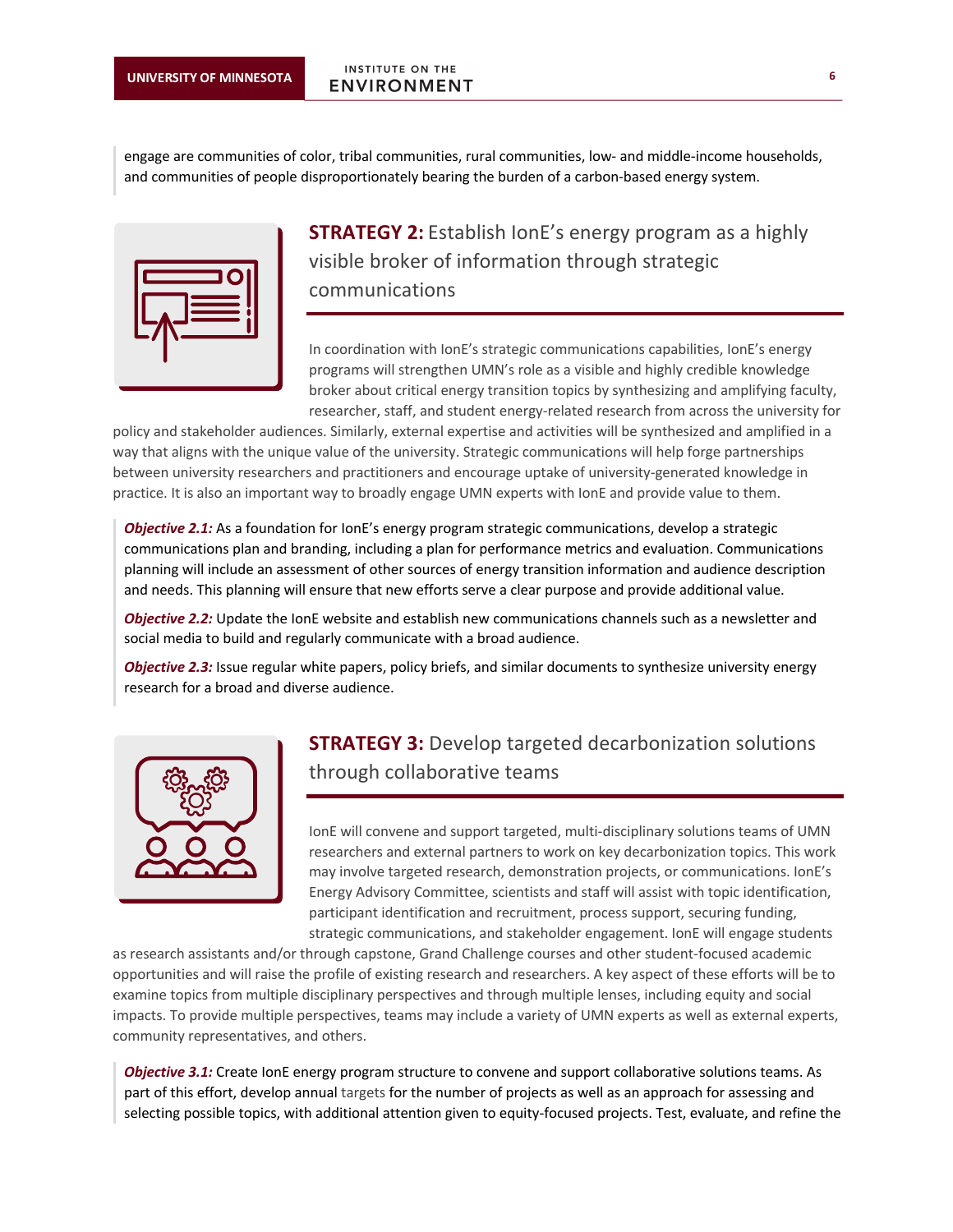engage are communities of color, tribal communities, rural communities, low- and middle-income households, and communities of people disproportionately bearing the burden of a carbon-based energy system.

## **STRATEGY 2:** Establish IonE's energy program as a highly visible broker of information through strategic communications

In coordination with IonE's strategic communications capabilities, IonE's energy programs will strengthen UMN's role as a visible and highly credible knowledge broker about critical energy transition topics by synthesizing and amplifying faculty, researcher, staff, and student energy-related research from across the university for policy and stakeholder audiences. Similarly, external expertise and activities will be synthesized and amplified in a way that aligns with the unique value of the university. Strategic communications will help forge partnerships between university researchers and practitioners and encourage uptake of university-generated knowledge in practice. It is also an important way to broadly engage UMN experts with IonE and provide value to them.

***Objective 2.1:*** As a foundation for IonE's energy program strategic communications, develop a strategic communications plan and branding, including a plan for performance metrics and evaluation. Communications planning will include an assessment of other sources of energy transition information and audience description and needs. This planning will ensure that new efforts serve a clear purpose and provide additional value.

***Objective 2.2:*** Update the IonE website and establish new communications channels such as a newsletter and social media to build and regularly communicate with a broad audience.

***Objective 2.3:*** Issue regular white papers, policy briefs, and similar documents to synthesize university energy research for a broad and diverse audience.

## **STRATEGY 3:** Develop targeted decarbonization solutions through collaborative teams

IonE will convene and support targeted, multi-disciplinary solutions teams of UMN researchers and external partners to work on key decarbonization topics. This work may involve targeted research, demonstration projects, or communications. IonE's Energy Advisory Committee, scientists and staff will assist with topic identification, participant identification and recruitment, process support, securing funding, strategic communications, and stakeholder engagement. IonE will engage students as research assistants and/or through capstone, Grand Challenge courses and other student-focused academic opportunities and will raise the profile of existing research and researchers. A key aspect of these efforts will be to examine topics from multiple disciplinary perspectives and through multiple lenses, including equity and social impacts. To provide multiple perspectives, teams may include a variety of UMN experts as well as external experts, community representatives, and others.

***Objective 3.1:*** Create IonE energy program structure to convene and support collaborative solutions teams. As part of this effort, develop annual targets for the number of projects as well as an approach for assessing and selecting possible topics, with additional attention given to equity-focused projects. Test, evaluate, and refine the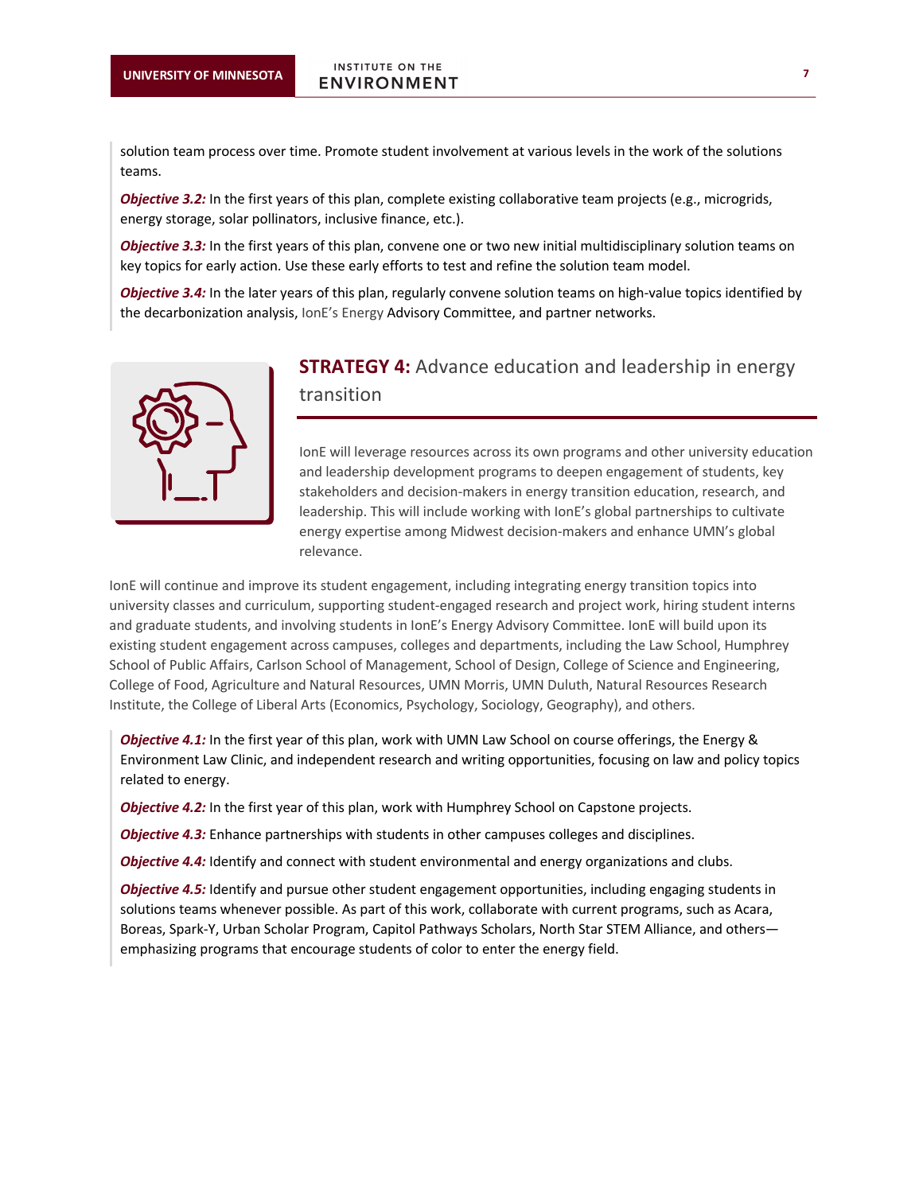solution team process over time. Promote student involvement at various levels in the work of the solutions teams.

***Objective 3.2:*** In the first years of this plan, complete existing collaborative team projects (e.g., microgrids, energy storage, solar pollinators, inclusive finance, etc.).

***Objective 3.3:*** In the first years of this plan, convene one or two new initial multidisciplinary solution teams on key topics for early action. Use these early efforts to test and refine the solution team model.

***Objective 3.4:*** In the later years of this plan, regularly convene solution teams on high-value topics identified by the decarbonization analysis, IonE's Energy Advisory Committee, and partner networks.

## **STRATEGY 4:** Advance education and leadership in energy transition

IonE will leverage resources across its own programs and other university education and leadership development programs to deepen engagement of students, key stakeholders and decision-makers in energy transition education, research, and leadership. This will include working with IonE's global partnerships to cultivate energy expertise among Midwest decision-makers and enhance UMN's global relevance.

IonE will continue and improve its student engagement, including integrating energy transition topics into university classes and curriculum, supporting student-engaged research and project work, hiring student interns and graduate students, and involving students in IonE's Energy Advisory Committee. IonE will build upon its existing student engagement across campuses, colleges and departments, including the Law School, Humphrey School of Public Affairs, Carlson School of Management, School of Design, College of Science and Engineering, College of Food, Agriculture and Natural Resources, UMN Morris, UMN Duluth, Natural Resources Research Institute, the College of Liberal Arts (Economics, Psychology, Sociology, Geography), and others.

***Objective 4.1:*** In the first year of this plan, work with UMN Law School on course offerings, the Energy & Environment Law Clinic, and independent research and writing opportunities, focusing on law and policy topics related to energy.

***Objective 4.2:*** In the first year of this plan, work with Humphrey School on Capstone projects.

***Objective 4.3:*** Enhance partnerships with students in other campuses colleges and disciplines.

***Objective 4.4:*** Identify and connect with student environmental and energy organizations and clubs.

***Objective 4.5:*** Identify and pursue other student engagement opportunities, including engaging students in solutions teams whenever possible. As part of this work, collaborate with current programs, such as Acara, Boreas, Spark-Y, Urban Scholar Program, Capitol Pathways Scholars, North Star STEM Alliance, and others—emphasizing programs that encourage students of color to enter the energy field.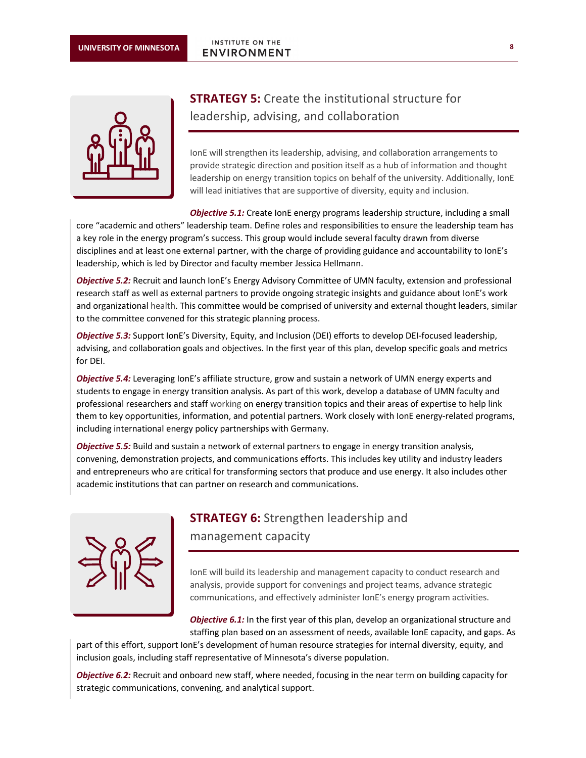## **STRATEGY 5:** Create the institutional structure for leadership, advising, and collaboration

IonE will strengthen its leadership, advising, and collaboration arrangements to provide strategic direction and position itself as a hub of information and thought leadership on energy transition topics on behalf of the university. Additionally, IonE will lead initiatives that are supportive of diversity, equity and inclusion.

***Objective 5.1:*** Create IonE energy programs leadership structure, including a small core "academic and others" leadership team. Define roles and responsibilities to ensure the leadership team has a key role in the energy program's success. This group would include several faculty drawn from diverse disciplines and at least one external partner, with the charge of providing guidance and accountability to IonE's leadership, which is led by Director and faculty member Jessica Hellmann.

***Objective 5.2:*** Recruit and launch IonE's Energy Advisory Committee of UMN faculty, extension and professional research staff as well as external partners to provide ongoing strategic insights and guidance about IonE's work and organizational health. This committee would be comprised of university and external thought leaders, similar to the committee convened for this strategic planning process.

***Objective 5.3:*** Support IonE's Diversity, Equity, and Inclusion (DEI) efforts to develop DEI-focused leadership, advising, and collaboration goals and objectives. In the first year of this plan, develop specific goals and metrics for DEI.

***Objective 5.4:*** Leveraging IonE's affiliate structure, grow and sustain a network of UMN energy experts and students to engage in energy transition analysis. As part of this work, develop a database of UMN faculty and professional researchers and staff working on energy transition topics and their areas of expertise to help link them to key opportunities, information, and potential partners. Work closely with IonE energy-related programs, including international energy policy partnerships with Germany.

***Objective 5.5:*** Build and sustain a network of external partners to engage in energy transition analysis, convening, demonstration projects, and communications efforts. This includes key utility and industry leaders and entrepreneurs who are critical for transforming sectors that produce and use energy. It also includes other academic institutions that can partner on research and communications.

## **STRATEGY 6:** Strengthen leadership and management capacity

IonE will build its leadership and management capacity to conduct research and analysis, provide support for convenings and project teams, advance strategic communications, and effectively administer IonE's energy program activities.

***Objective 6.1:*** In the first year of this plan, develop an organizational structure and staffing plan based on an assessment of needs, available IonE capacity, and gaps. As part of this effort, support IonE's development of human resource strategies for internal diversity, equity, and inclusion goals, including staff representative of Minnesota's diverse population.

***Objective 6.2:*** Recruit and onboard new staff, where needed, focusing in the near term on building capacity for strategic communications, convening, and analytical support.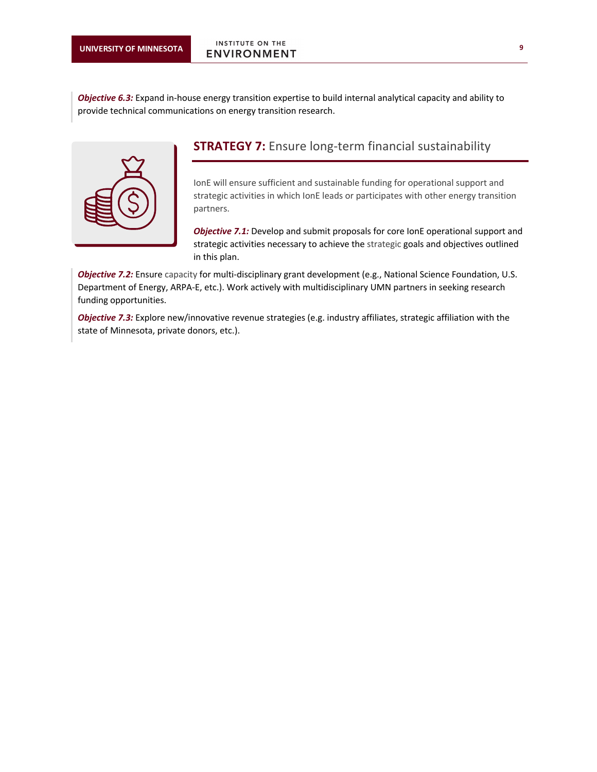***Objective 6.3:*** Expand in-house energy transition expertise to build internal analytical capacity and ability to provide technical communications on energy transition research.

## **STRATEGY 7:** Ensure long-term financial sustainability

IonE will ensure sufficient and sustainable funding for operational support and strategic activities in which IonE leads or participates with other energy transition partners.

***Objective 7.1:*** Develop and submit proposals for core IonE operational support and strategic activities necessary to achieve the strategic goals and objectives outlined in this plan.

***Objective 7.2:*** Ensure capacity for multi-disciplinary grant development (e.g., National Science Foundation, U.S. Department of Energy, ARPA-E, etc.). Work actively with multidisciplinary UMN partners in seeking research funding opportunities.

***Objective 7.3:*** Explore new/innovative revenue strategies (e.g. industry affiliates, strategic affiliation with the state of Minnesota, private donors, etc.).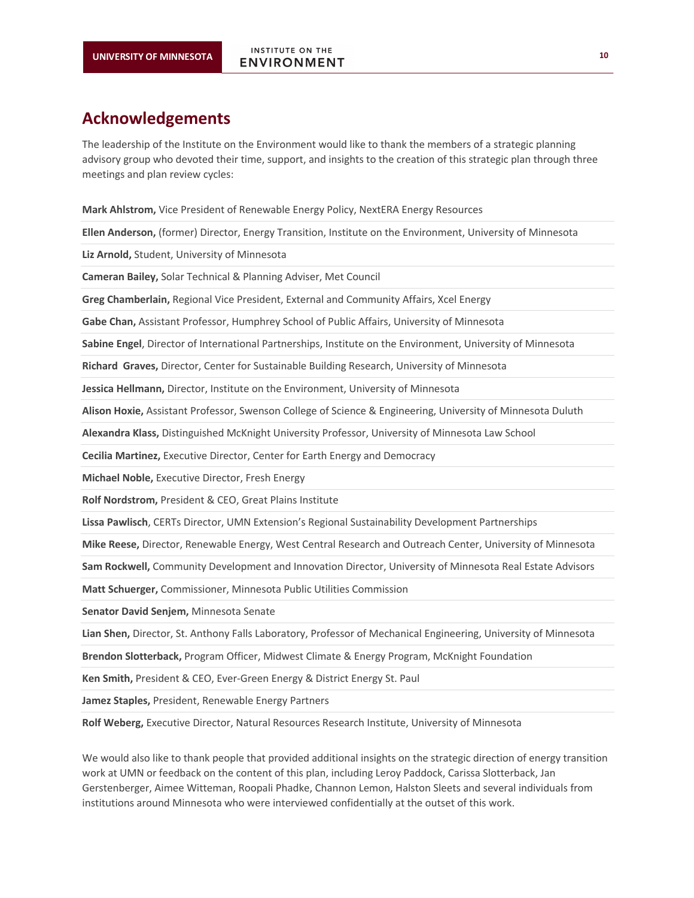## Acknowledgements

The leadership of the Institute on the Environment would like to thank the members of a strategic planning advisory group who devoted their time, support, and insights to the creation of this strategic plan through three meetings and plan review cycles:

**Mark Ahlstrom,** Vice President of Renewable Energy Policy, NextERA Energy Resources

**Ellen Anderson,** (former) Director, Energy Transition, Institute on the Environment, University of Minnesota

**Liz Arnold,** Student, University of Minnesota

**Cameran Bailey,** Solar Technical & Planning Adviser, Met Council

**Greg Chamberlain,** Regional Vice President, External and Community Affairs, Xcel Energy

**Gabe Chan,** Assistant Professor, Humphrey School of Public Affairs, University of Minnesota

**Sabine Engel**, Director of International Partnerships, Institute on the Environment, University of Minnesota

**Richard Graves,** Director, Center for Sustainable Building Research, University of Minnesota

**Jessica Hellmann,** Director, Institute on the Environment, University of Minnesota

**Alison Hoxie,** Assistant Professor, Swenson College of Science & Engineering, University of Minnesota Duluth

**Alexandra Klass,** Distinguished McKnight University Professor, University of Minnesota Law School

**Cecilia Martinez,** Executive Director, Center for Earth Energy and Democracy

**Michael Noble,** Executive Director, Fresh Energy

**Rolf Nordstrom,** President & CEO, Great Plains Institute

**Lissa Pawlisch**, CERTs Director, UMN Extension's Regional Sustainability Development Partnerships

**Mike Reese,** Director, Renewable Energy, West Central Research and Outreach Center, University of Minnesota

**Sam Rockwell,** Community Development and Innovation Director, University of Minnesota Real Estate Advisors

**Matt Schuerger,** Commissioner, Minnesota Public Utilities Commission

**Senator David Senjem,** Minnesota Senate

**Lian Shen,** Director, St. Anthony Falls Laboratory, Professor of Mechanical Engineering, University of Minnesota

**Brendon Slotterback,** Program Officer, Midwest Climate & Energy Program, McKnight Foundation

**Ken Smith,** President & CEO, Ever-Green Energy & District Energy St. Paul

**Jamez Staples,** President, Renewable Energy Partners

**Rolf Weberg,** Executive Director, Natural Resources Research Institute, University of Minnesota

We would also like to thank people that provided additional insights on the strategic direction of energy transition work at UMN or feedback on the content of this plan, including Leroy Paddock, Carissa Slotterback, Jan Gerstenberger, Aimee Witteman, Roopali Phadke, Channon Lemon, Halston Sleets and several individuals from institutions around Minnesota who were interviewed confidentially at the outset of this work.